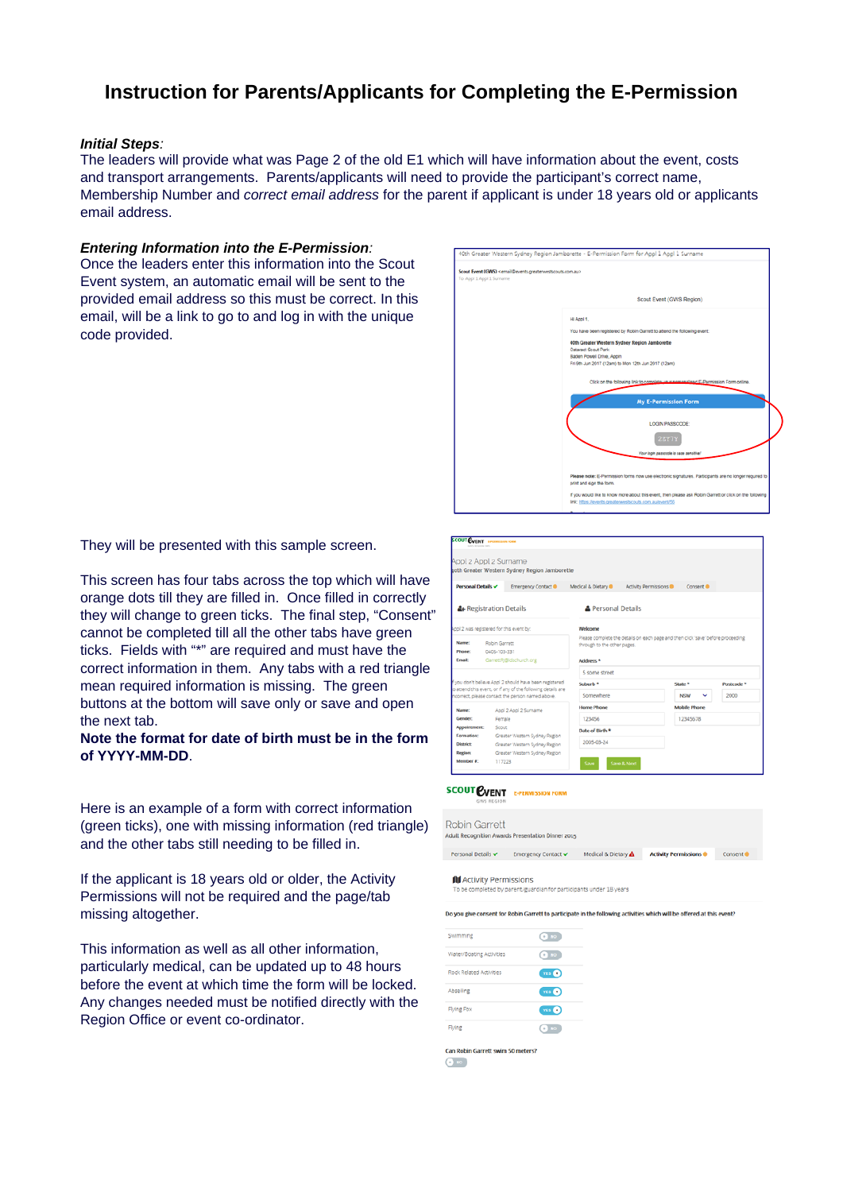# Instruction for Parents/Applicants for Completing the E-Permission

***Initial Steps**:*
The leaders will provide what was Page 2 of the old E1 which will have information about the event, costs and transport arrangements. Parents/applicants will need to provide the participant's correct name, Membership Number and *correct email address* for the parent if applicant is under 18 years old or applicants email address.

***Entering Information into the E-Permission**:*
Once the leaders enter this information into the Scout Event system, an automatic email will be sent to the provided email address so this must be correct. In this email, will be a link to go to and log in with the unique code provided.

They will be presented with this sample screen.

This screen has four tabs across the top which will have orange dots till they are filled in. Once filled in correctly they will change to green ticks. The final step, "Consent" cannot be completed till all the other tabs have green ticks. Fields with "*" are required and must have the correct information in them. Any tabs with a red triangle mean required information is missing. The green buttons at the bottom will save only or save and open the next tab.
**Note the format for date of birth must be in the form of YYYY-MM-DD**.

Here is an example of a form with correct information (green ticks), one with missing information (red triangle) and the other tabs still needing to be filled in.

If the applicant is 18 years old or older, the Activity Permissions will not be required and the page/tab missing altogether.

This information as well as all other information, particularly medical, can be updated up to 48 hours before the event at which time the form will be locked. Any changes needed must be notified directly with the Region Office or event co-ordinator.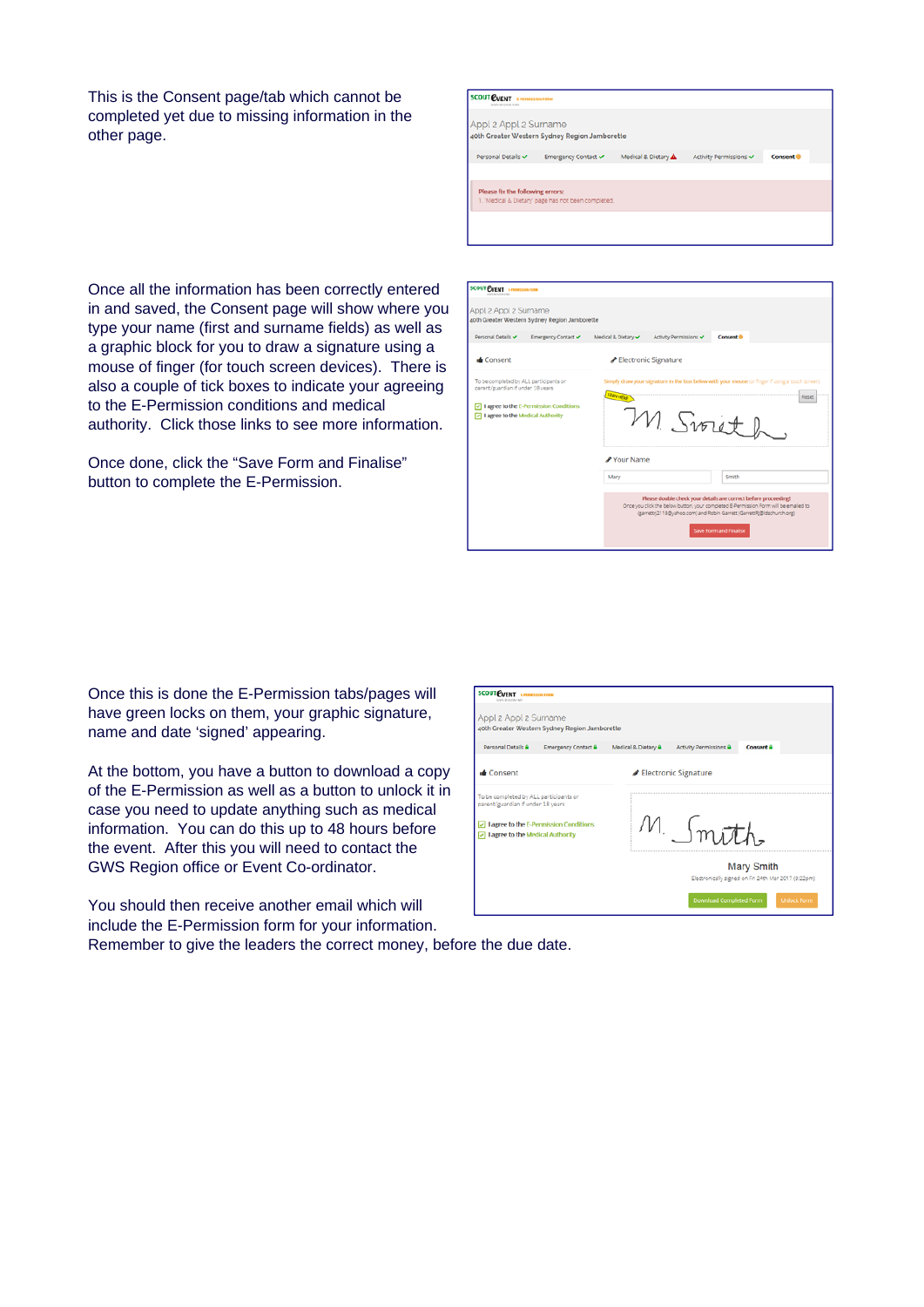This is the Consent page/tab which cannot be completed yet due to missing information in the other page.

Once all the information has been correctly entered in and saved, the Consent page will show where you type your name (first and surname fields) as well as a graphic block for you to draw a signature using a mouse of finger (for touch screen devices). There is also a couple of tick boxes to indicate your agreeing to the E-Permission conditions and medical authority. Click those links to see more information.

Once done, click the “Save Form and Finalise” button to complete the E-Permission.

Once this is done the E-Permission tabs/pages will have green locks on them, your graphic signature, name and date ‘signed’ appearing.

At the bottom, you have a button to download a copy of the E-Permission as well as a button to unlock it in case you need to update anything such as medical information. You can do this up to 48 hours before the event. After this you will need to contact the GWS Region office or Event Co-ordinator.

You should then receive another email which will include the E-Permission form for your information. Remember to give the leaders the correct money, before the due date.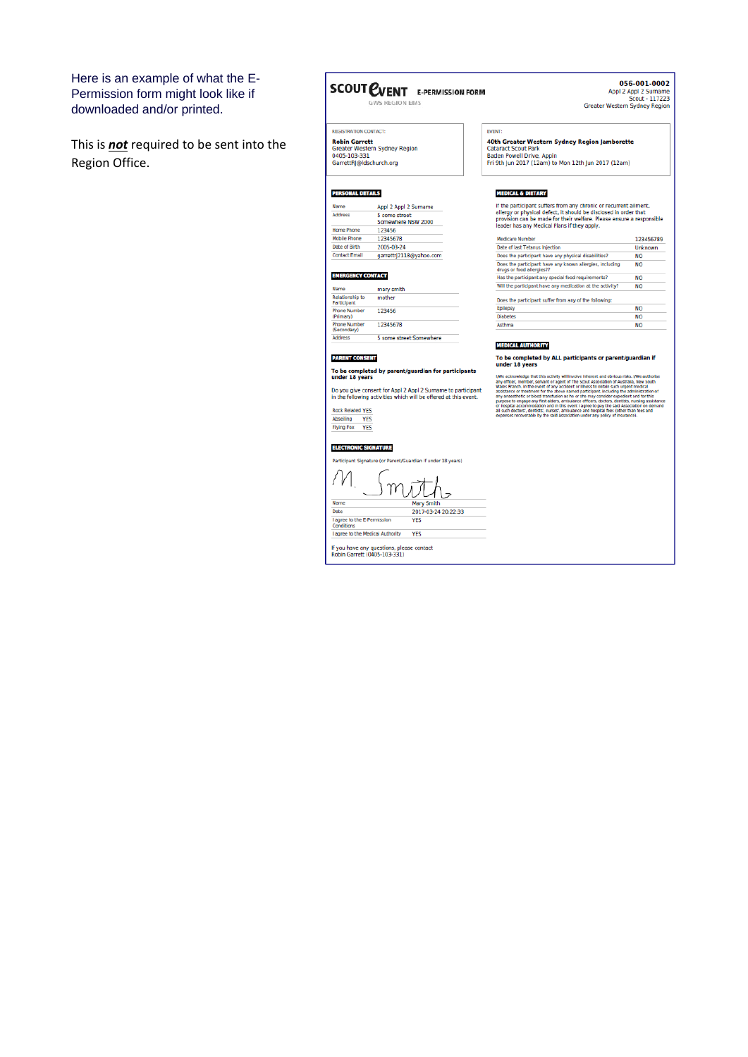Here is an example of what the E-Permission form might look like if downloaded and/or printed.

This is ***not*** required to be sent into the Region Office.

**SCOUT eVENT** — GWS REGION EMS — **E-PERMISSION FORM**

**056-001-0002**
Appl 2 Appl 2 Surname
Scout - 117223
Greater Western Sydney Region

REGISTRATION CONTACT:
**Robin Garrett**
Greater Western Sydney Region
0405-103-331
GarrettRJ@ldschurch.org

EVENT:
**40th Greater Western Sydney Region Jamborette**
Cataract Scout Park
Baden Powell Drive, Appin
Fri 9th Jun 2017 (12am) to Mon 12th Jun 2017 (12am)

### PERSONAL DETAILS

| | |
|---|---|
| Name | Appl 2 Appl 2 Surname |
| Address | 5 some street Somewhere NSW 2000 |
| Home Phone | 123456 |
| Mobile Phone | 12345678 |
| Date of Birth | 2005-03-24 |
| Contact Email | garrettrj2118@yahoo.com |

### EMERGENCY CONTACT

| | |
|---|---|
| Name | mary smith |
| Relationship to Participant | mother |
| Phone Number (Primary) | 123456 |
| Phone Number (Secondary) | 12345678 |
| Address | 5 some street Somewhere |

### PARENT CONSENT

**To be completed by parent/guardian for participants under 18 years**

Do you give consent for Appl 2 Appl 2 Surname to participant in the following activities which will be offered at this event.

| | |
|---|---|
| Rock Related | YES |
| Abseiling | YES |
| Flying Fox | YES |

### ELECTRONIC SIGNATURE

Participant Signature (or Parent/Guardian if under 18 years)

M. Smith

| | |
|---|---|
| Name | Mary Smith |
| Date | 2017-03-24 20:22:33 |
| I agree to the E-Permission Conditions | YES |
| I agree to the Medical Authority | YES |

If you have any questions, please contact
Robin Garrett (0405-103-331)

### MEDICAL & DIETARY

If the participant suffers from any chronic or recurrent ailment, allergy or physical defect, it should be disclosed in order that provision can be made for their welfare. Please ensure a responsible leader has any Medical Plans if they apply.

| | |
|---|---|
| Medicare Number | 123456789 |
| Date of last Tetanus Injection | Unknown |
| Does the participant have any physical disabilities? | NO |
| Does the participant have any known allergies, including drugs or food allergies? | NO |
| Has the participant any special food requirements? | NO |
| Will the participant have any medication at the activity? | NO |

Does the participant suffer from any of the following:

| | |
|---|---|
| Epilepsy | NO |
| Diabetes | NO |
| Asthma | NO |

### MEDICAL AUTHORITY

**To be completed by ALL participants or parent/guardian if under 18 years**

I/We acknowledge that this activity will involve inherent and obvious risks. I/We authorise any officer, member, servant or agent of The Scout Association of Australia, New South Wales Branch, in the event of any accident or illness to obtain such urgent medical assistance or treatment for the above named participant, including the administration of any anaesthetic or blood transfusion as he or she may consider expedient and for this purpose to engage any first aiders, ambulance officers, doctors, dentists, nursing assistance or hospital accommodation and in this event I agree to pay the said Association on demand all such doctors', dentists', nurses', ambulance and hospital fees (other than fees and expenses recoverable by the said Association under any policy of insurance).